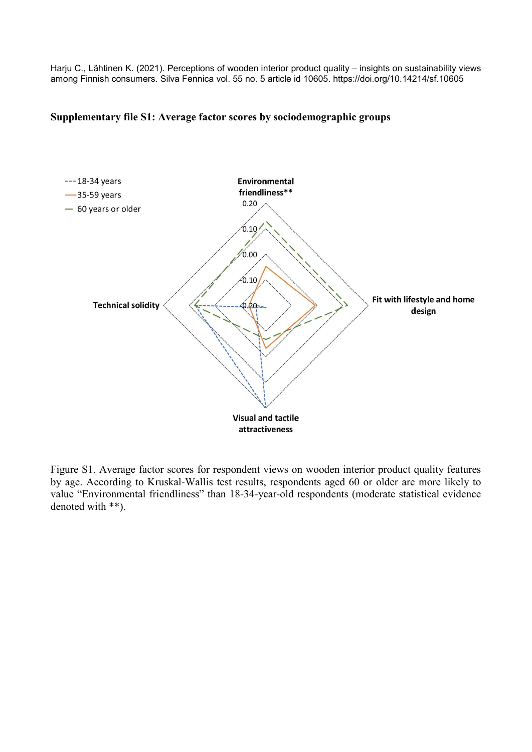Harju C., Lähtinen K. (2021). Perceptions of wooden interior product quality – insights on sustainability views among Finnish consumers. Silva Fennica vol. 55 no. 5 article id 10605. https://doi.org/10.14214/sf.10605

## Supplementary file S1: Average factor scores by sociodemographic groups

18-34 years
35-59 years
60 years or older

Environmental friendliness**
0.20
0.10
0.00
-0.10
-0.20
Fit with lifestyle and home design
Visual and tactile attractiveness
Technical solidity

Figure S1. Average factor scores for respondent views on wooden interior product quality features by age. According to Kruskal-Wallis test results, respondents aged 60 or older are more likely to value "Environmental friendliness" than 18-34-year-old respondents (moderate statistical evidence denoted with **).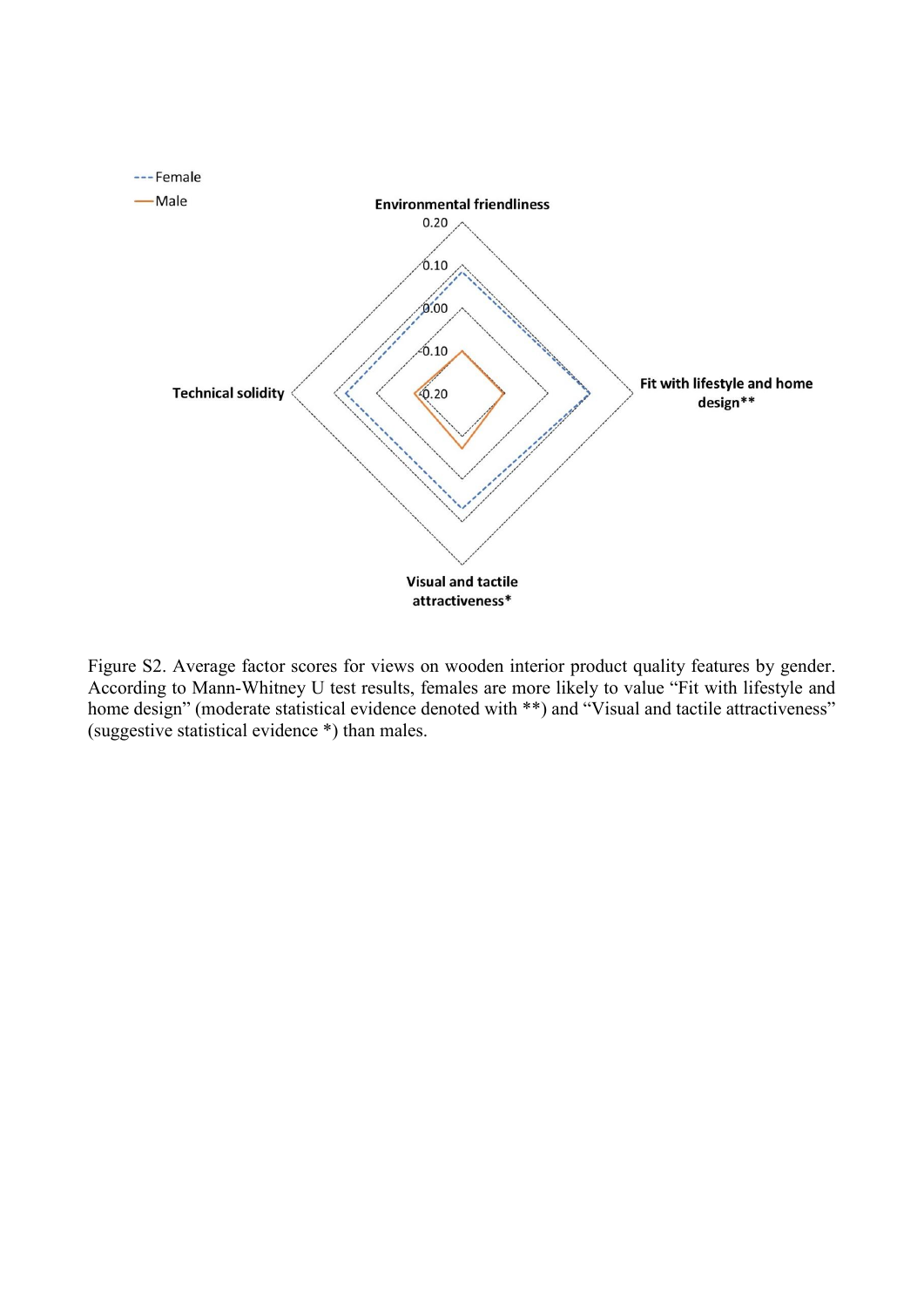---Female
—Male

Environmental friendliness

0.20

0.10

0.00

-0.10

-0.20

Fit with lifestyle and home design**

Visual and tactile attractiveness*

Technical solidity

Figure S2. Average factor scores for views on wooden interior product quality features by gender. According to Mann-Whitney U test results, females are more likely to value "Fit with lifestyle and home design" (moderate statistical evidence denoted with **) and "Visual and tactile attractiveness" (suggestive statistical evidence *) than males.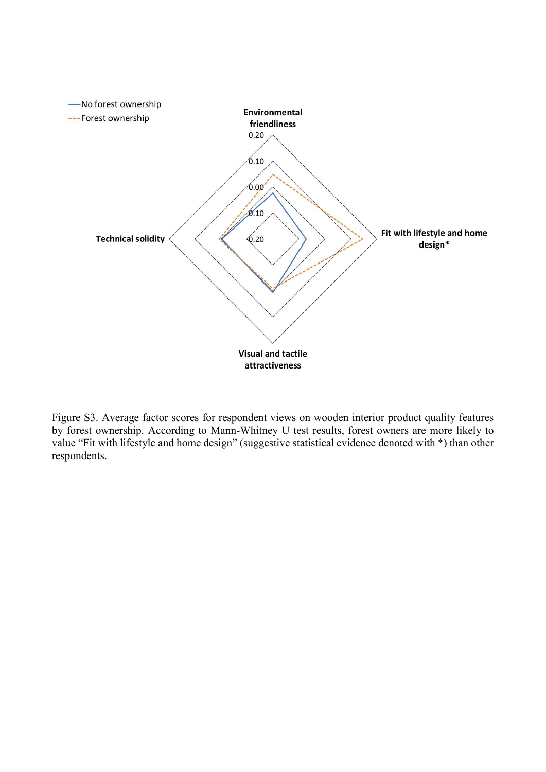No forest ownership

Forest ownership

Environmental friendliness

0.20

0.10

0.00

-0.10

-0.20

Fit with lifestyle and home design*

Visual and tactile attractiveness

Technical solidity

Figure S3. Average factor scores for respondent views on wooden interior product quality features by forest ownership. According to Mann-Whitney U test results, forest owners are more likely to value “Fit with lifestyle and home design” (suggestive statistical evidence denoted with *) than other respondents.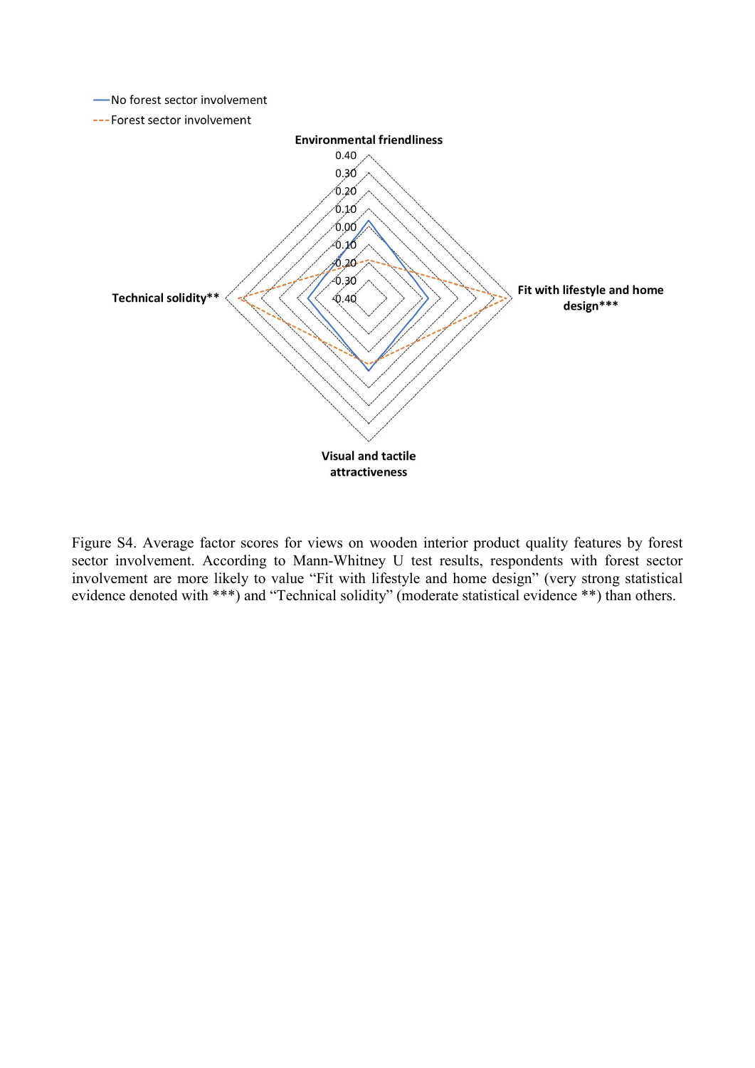Figure S4. Average factor scores for views on wooden interior product quality features by forest sector involvement. According to Mann-Whitney U test results, respondents with forest sector involvement are more likely to value “Fit with lifestyle and home design” (very strong statistical evidence denoted with ***) and “Technical solidity” (moderate statistical evidence **) than others.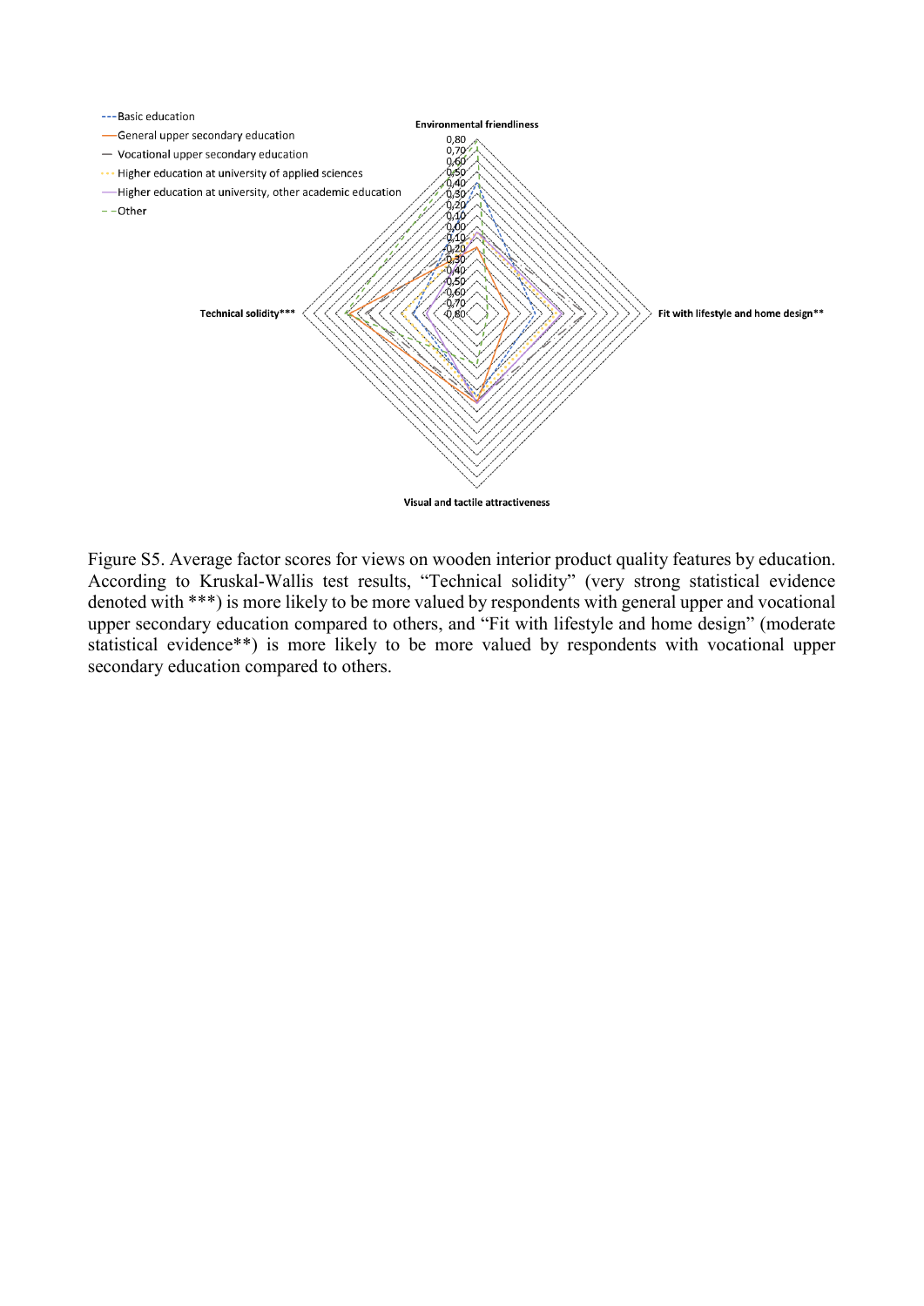---Basic education

—General upper secondary education

— Vocational upper secondary education

··· Higher education at university of applied sciences

—Higher education at university, other academic education

- -Other

Environmental friendliness

0,80
0,70
0,60
0,50
0,40
0,30
0,20
0,10
0,00
-0,10
-0,20
-0,30
-0,40
-0,50
-0,60
-0,70
-0,80

Technical solidity***

Fit with lifestyle and home design**

Visual and tactile attractiveness

Figure S5. Average factor scores for views on wooden interior product quality features by education. According to Kruskal-Wallis test results, "Technical solidity" (very strong statistical evidence denoted with ***) is more likely to be more valued by respondents with general upper and vocational upper secondary education compared to others, and "Fit with lifestyle and home design" (moderate statistical evidence**) is more likely to be more valued by respondents with vocational upper secondary education compared to others.